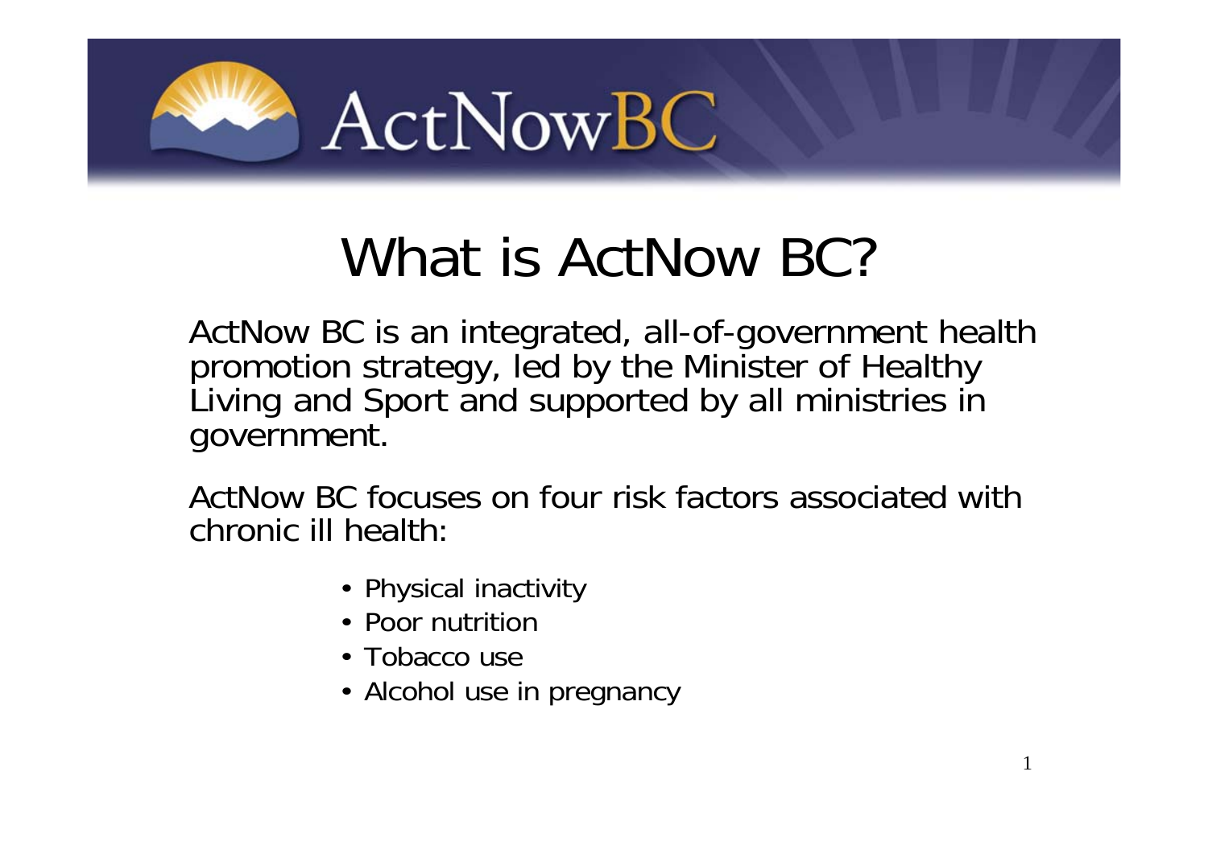ActNowBC

# What is ActNow BC?

ActNow BC is an integrated, all-of-government health promotion strategy, led by the Minister of Healthy Living and Sport and supported by all ministries in government.

ActNow BC focuses on four risk factors associated with chronic ill health:

- Physical inactivity
- Poor nutrition
- Tobacco use
- Alcohol use in pregnancy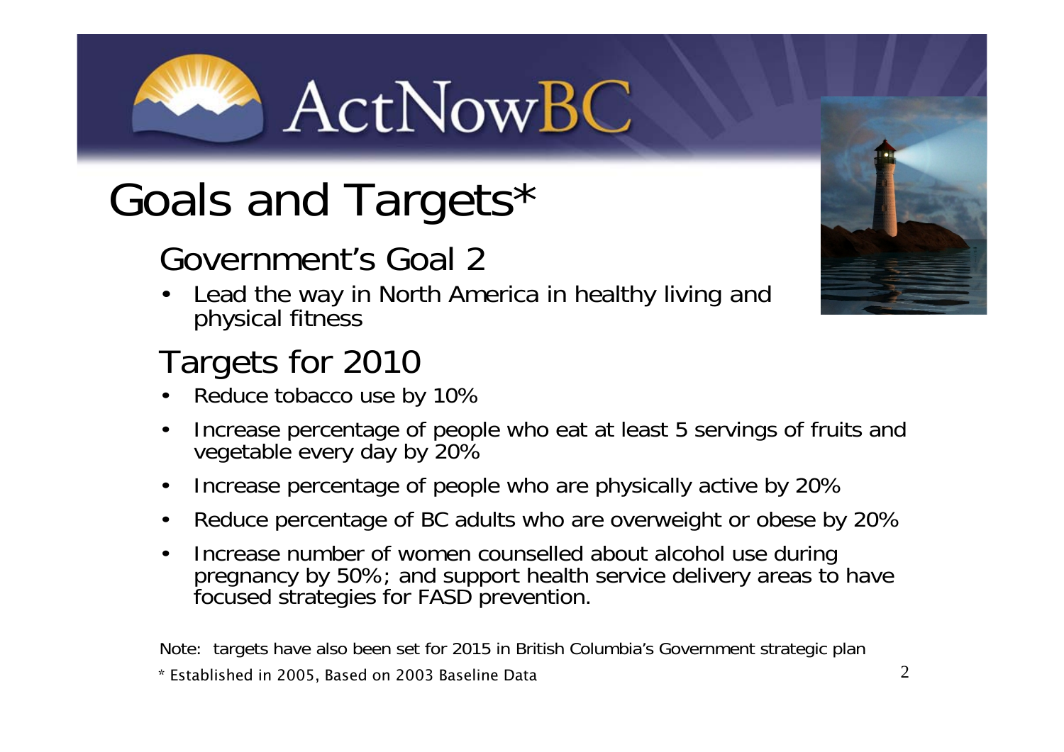# ActNowBC

## Goals and Targets*

### Government's Goal 2

- Lead the way in North America in healthy living and physical fitness

### Targets for 2010

- Reduce tobacco use by 10%
- Increase percentage of people who eat at least 5 servings of fruits and vegetable every day by 20%
- Increase percentage of people who are physically active by 20%
- Reduce percentage of BC adults who are overweight or obese by 20%
- Increase number of women counselled about alcohol use during pregnancy by 50%; and support health service delivery areas to have focused strategies for FASD prevention.

Note: targets have also been set for 2015 in British Columbia's Government strategic plan

* Established in 2005, Based on 2003 Baseline Data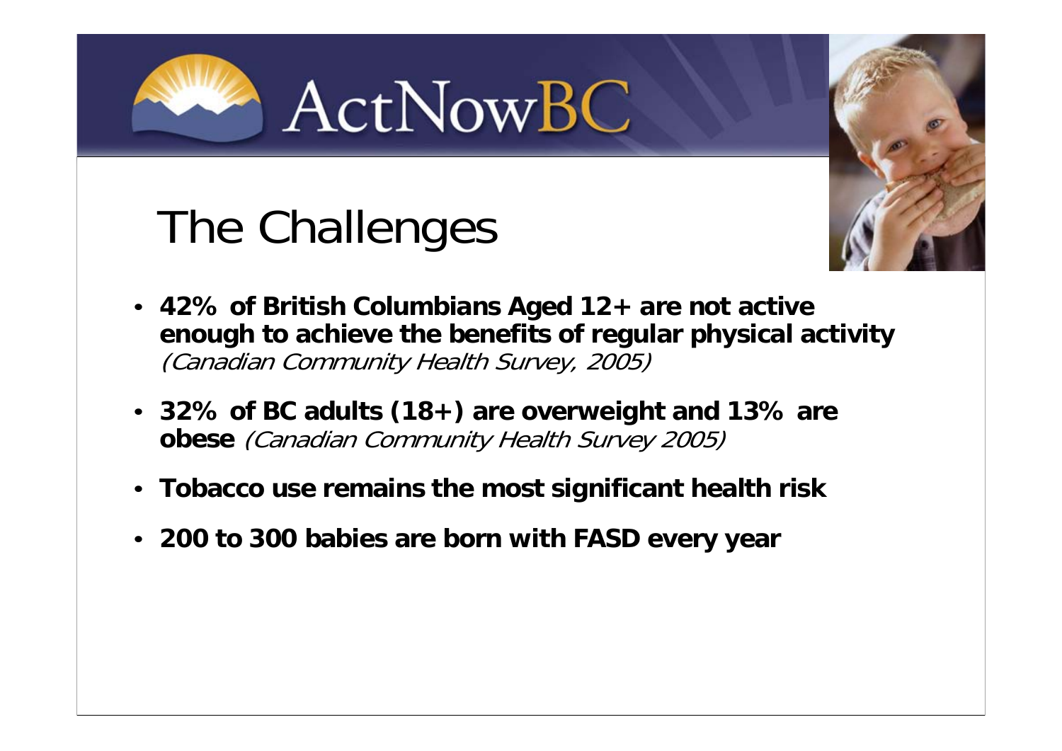ActNowBC

# The Challenges

- **42% of British Columbians Aged 12+ are not active enough to achieve the benefits of regular physical activity** *(Canadian Community Health Survey, 2005)*
- **32% of BC adults (18+) are overweight and 13% are obese** *(Canadian Community Health Survey 2005)*
- **Tobacco use remains the most significant health risk**
- **200 to 300 babies are born with FASD every year**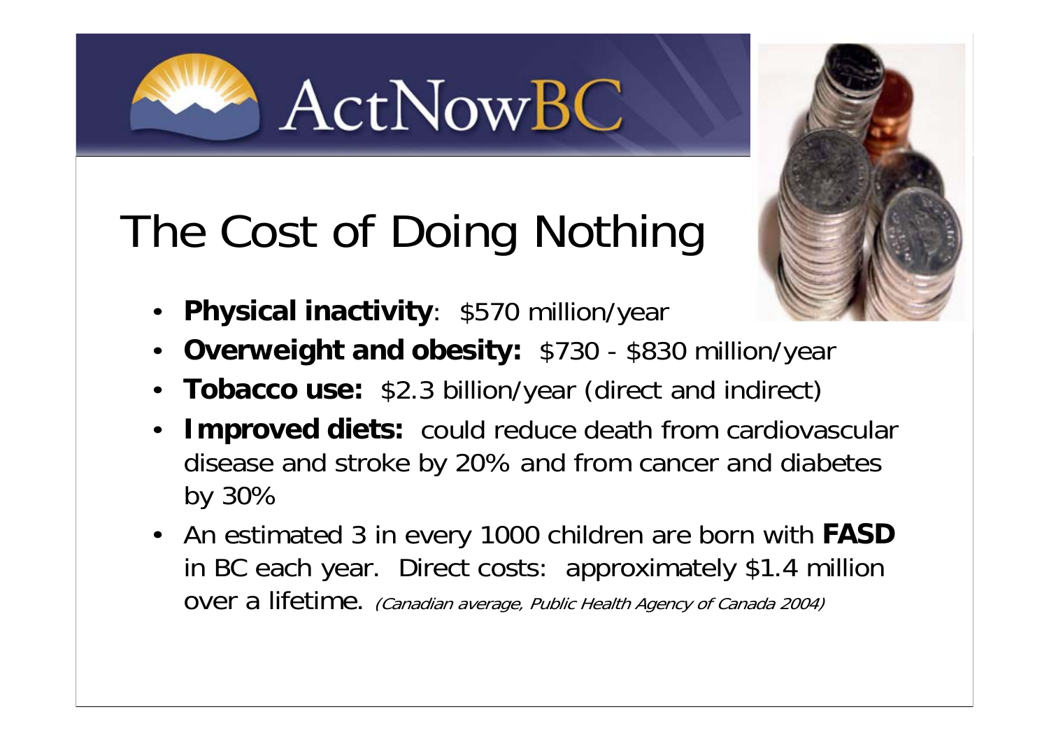ActNowBC

# The Cost of Doing Nothing

- **Physical inactivity**: $570 million/year
- **Overweight and obesity:** $730 - $830 million/year
- **Tobacco use:** $2.3 billion/year (direct and indirect)
- **Improved diets:** could reduce death from cardiovascular disease and stroke by 20% and from cancer and diabetes by 30%
- An estimated 3 in every 1000 children are born with **FASD** in BC each year. Direct costs: approximately $1.4 million over a lifetime. *(Canadian average, Public Health Agency of Canada 2004)*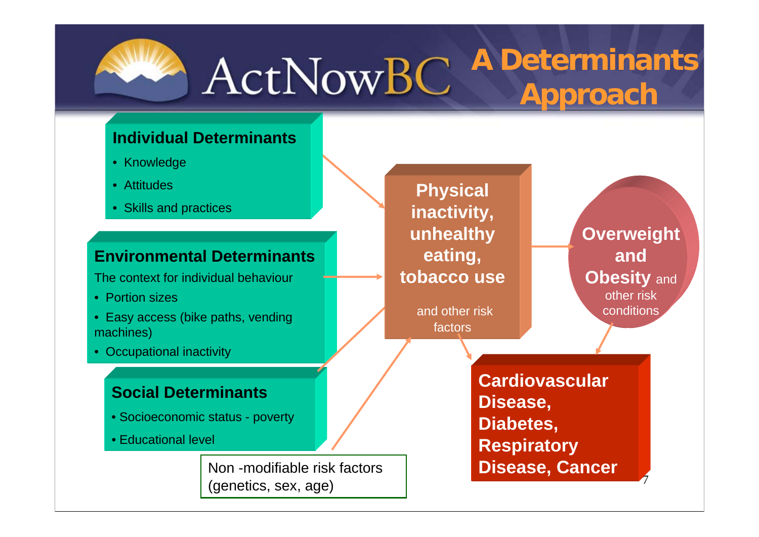# ActNowBC — A Determinants Approach

### Individual Determinants

- Knowledge
- Attitudes
- Skills and practices

### Environmental Determinants

The context for individual behaviour

- Portion sizes
- Easy access (bike paths, vending machines)
- Occupational inactivity

### Social Determinants

- Socioeconomic status - poverty
- Educational level

Non -modifiable risk factors (genetics, sex, age)

**Physical inactivity, unhealthy eating, tobacco use**

and other risk factors

**Overweight and Obesity** and other risk conditions

**Cardiovascular Disease, Diabetes, Respiratory Disease, Cancer**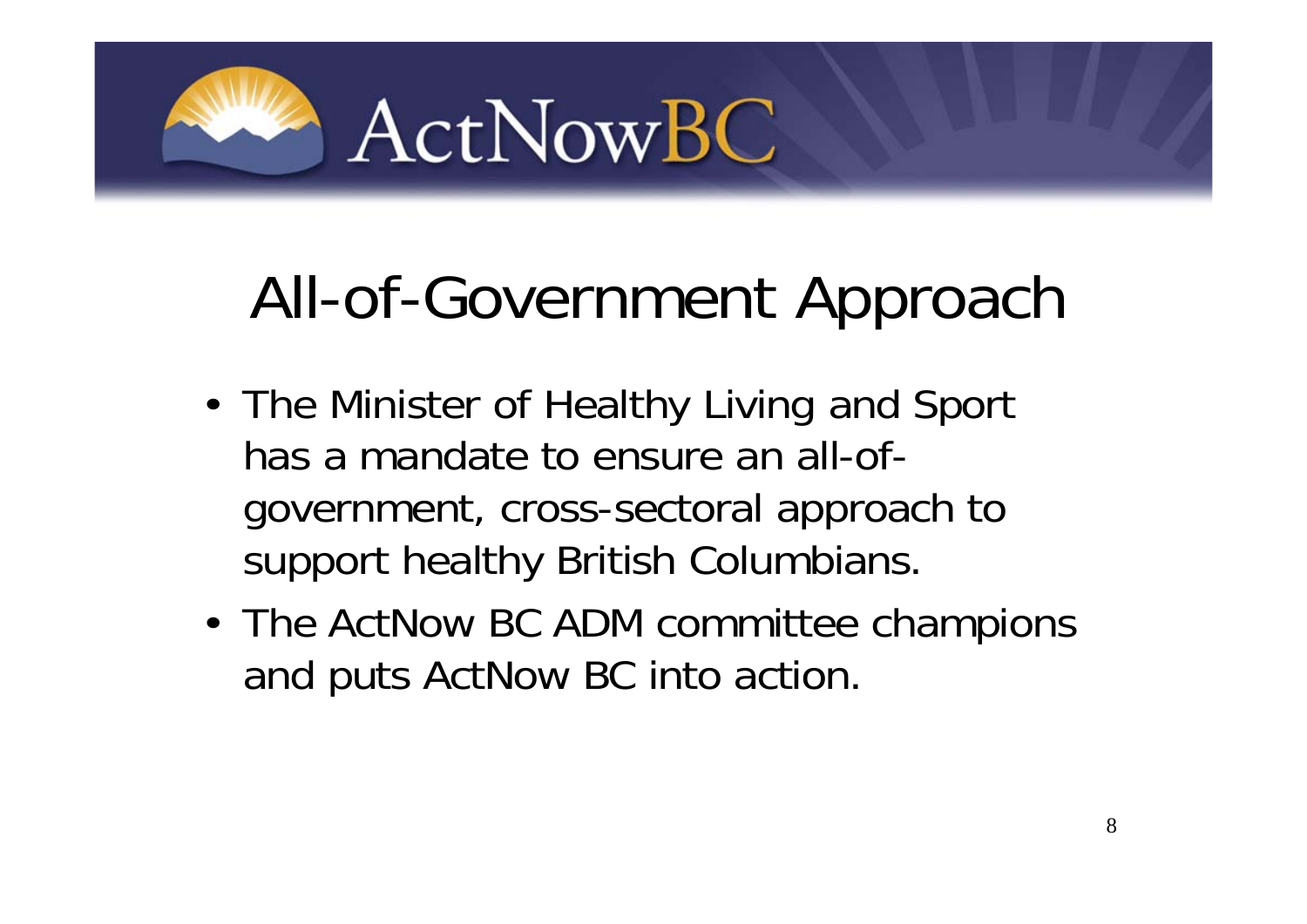ActNowBC

# All-of-Government Approach

- The Minister of Healthy Living and Sport has a mandate to ensure an all-of-government, cross-sectoral approach to support healthy British Columbians.
- The ActNow BC ADM committee champions and puts ActNow BC into action.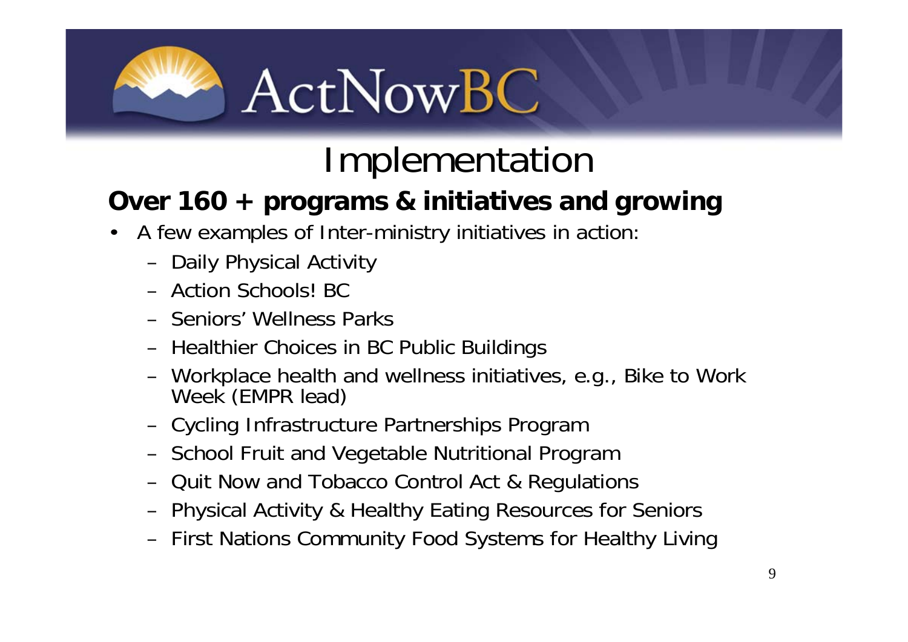ActNowBC

# Implementation

## Over 160 + programs & initiatives and growing

- A few examples of Inter-ministry initiatives in action:
  - Daily Physical Activity
  - Action Schools! BC
  - Seniors' Wellness Parks
  - Healthier Choices in BC Public Buildings
  - Workplace health and wellness initiatives, e.g., Bike to Work Week (EMPR lead)
  - Cycling Infrastructure Partnerships Program
  - School Fruit and Vegetable Nutritional Program
  - Quit Now and Tobacco Control Act & Regulations
  - Physical Activity & Healthy Eating Resources for Seniors
  - First Nations Community Food Systems for Healthy Living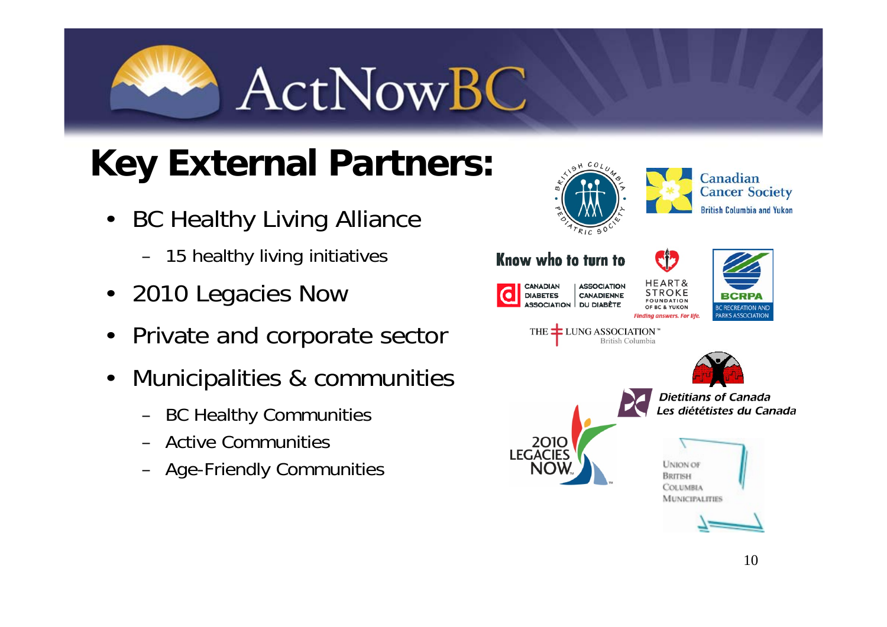# ActNowBC

## Key External Partners:

- BC Healthy Living Alliance
  - 15 healthy living initiatives
- 2010 Legacies Now
- Private and corporate sector
- Municipalities & communities
  - BC Healthy Communities
  - Active Communities
  - Age-Friendly Communities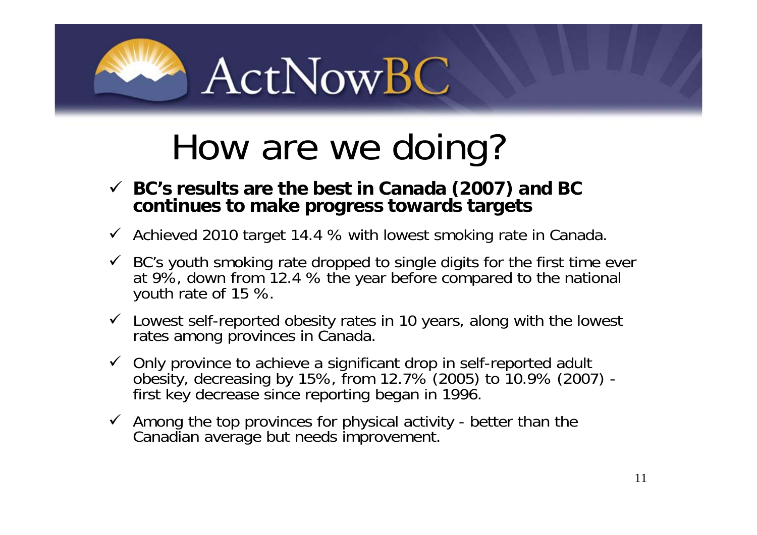ActNowBC

# How are we doing?

- ✓ **BC's results are the best in Canada (2007) and BC continues to make progress towards targets**
- ✓ Achieved 2010 target 14.4 % with lowest smoking rate in Canada.
- ✓ BC's youth smoking rate dropped to single digits for the first time ever at 9%, down from 12.4 % the year before compared to the national youth rate of 15 %.
- ✓ Lowest self-reported obesity rates in 10 years, along with the lowest rates among provinces in Canada.
- ✓ Only province to achieve a significant drop in self-reported adult obesity, decreasing by 15%, from 12.7% (2005) to 10.9% (2007) - first key decrease since reporting began in 1996.
- ✓ Among the top provinces for physical activity - better than the Canadian average but needs improvement.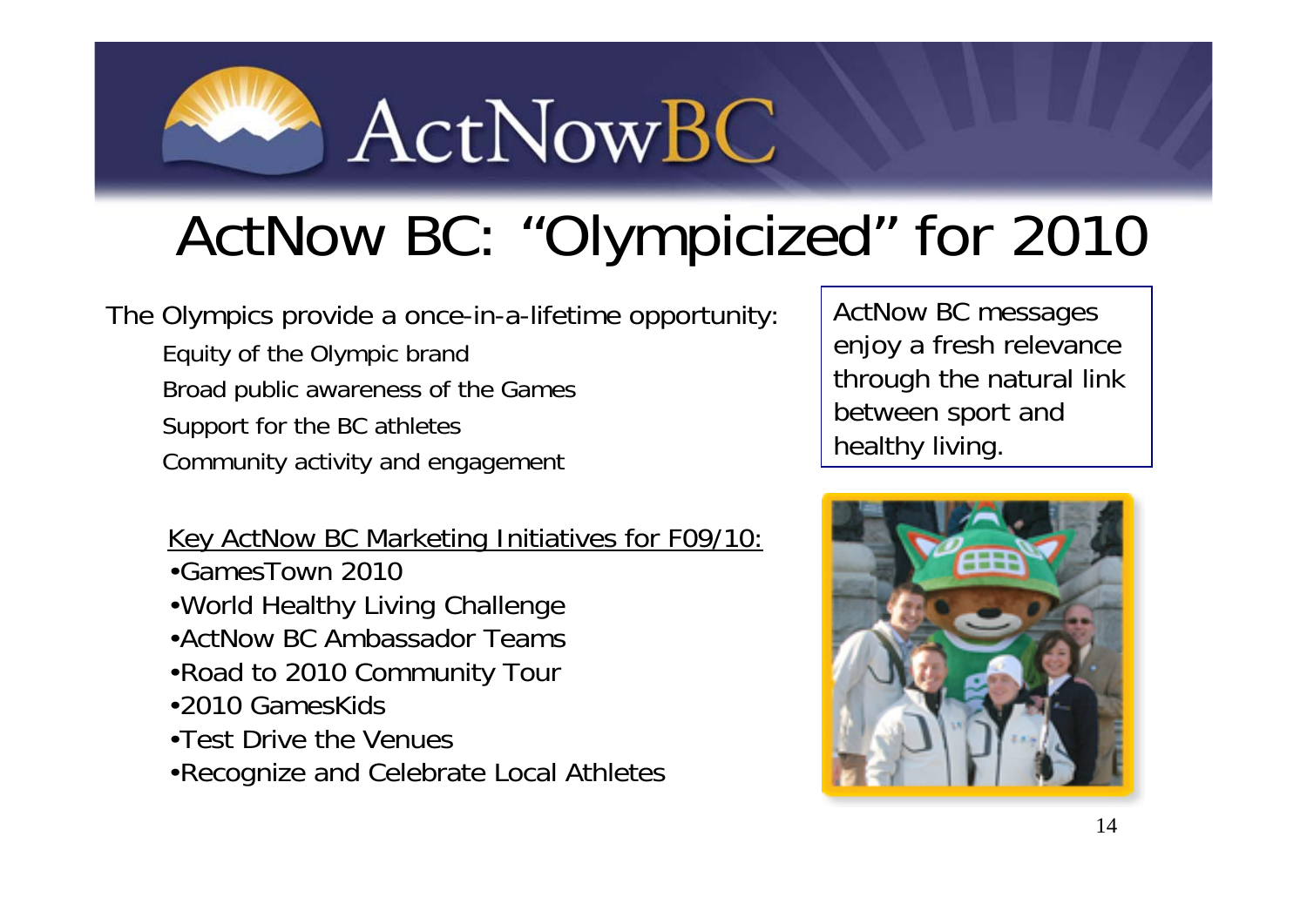# ActNow BC: "Olympicized" for 2010

The Olympics provide a once-in-a-lifetime opportunity:

- Equity of the Olympic brand
- Broad public awareness of the Games
- Support for the BC athletes
- Community activity and engagement

ActNow BC messages enjoy a fresh relevance through the natural link between sport and healthy living.

Key ActNow BC Marketing Initiatives for F09/10:

- GamesTown 2010
- World Healthy Living Challenge
- ActNow BC Ambassador Teams
- Road to 2010 Community Tour
- 2010 GamesKids
- Test Drive the Venues
- Recognize and Celebrate Local Athletes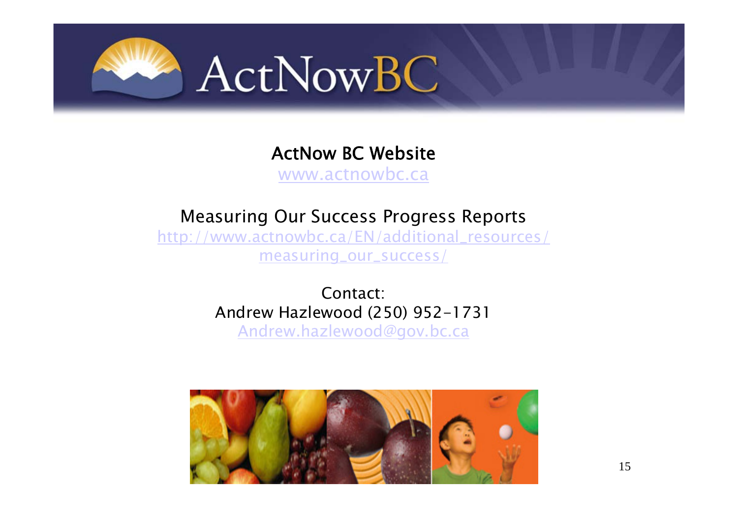# ActNowBC

## ActNow BC Website

www.actnowbc.ca

## Measuring Our Success Progress Reports

http://www.actnowbc.ca/EN/additional_resources/measuring_our_success/

Contact:
Andrew Hazlewood (250) 952-1731
Andrew.hazlewood@gov.bc.ca